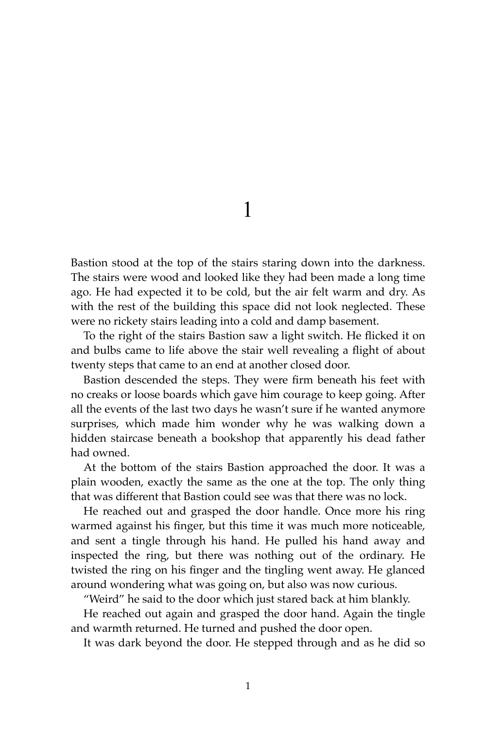# 1

Bastion stood at the top of the stairs staring down into the darkness. The stairs were wood and looked like they had been made a long time ago. He had expected it to be cold, but the air felt warm and dry. As with the rest of the building this space did not look neglected. These were no rickety stairs leading into a cold and damp basement.

To the right of the stairs Bastion saw a light switch. He flicked it on and bulbs came to life above the stair well revealing a flight of about twenty steps that came to an end at another closed door.

Bastion descended the steps. They were firm beneath his feet with no creaks or loose boards which gave him courage to keep going. After all the events of the last two days he wasn't sure if he wanted anymore surprises, which made him wonder why he was walking down a hidden staircase beneath a bookshop that apparently his dead father had owned.

At the bottom of the stairs Bastion approached the door. It was a plain wooden, exactly the same as the one at the top. The only thing that was different that Bastion could see was that there was no lock.

He reached out and grasped the door handle. Once more his ring warmed against his finger, but this time it was much more noticeable, and sent a tingle through his hand. He pulled his hand away and inspected the ring, but there was nothing out of the ordinary. He twisted the ring on his finger and the tingling went away. He glanced around wondering what was going on, but also was now curious.

"Weird" he said to the door which just stared back at him blankly.

He reached out again and grasped the door hand. Again the tingle and warmth returned. He turned and pushed the door open.

It was dark beyond the door. He stepped through and as he did so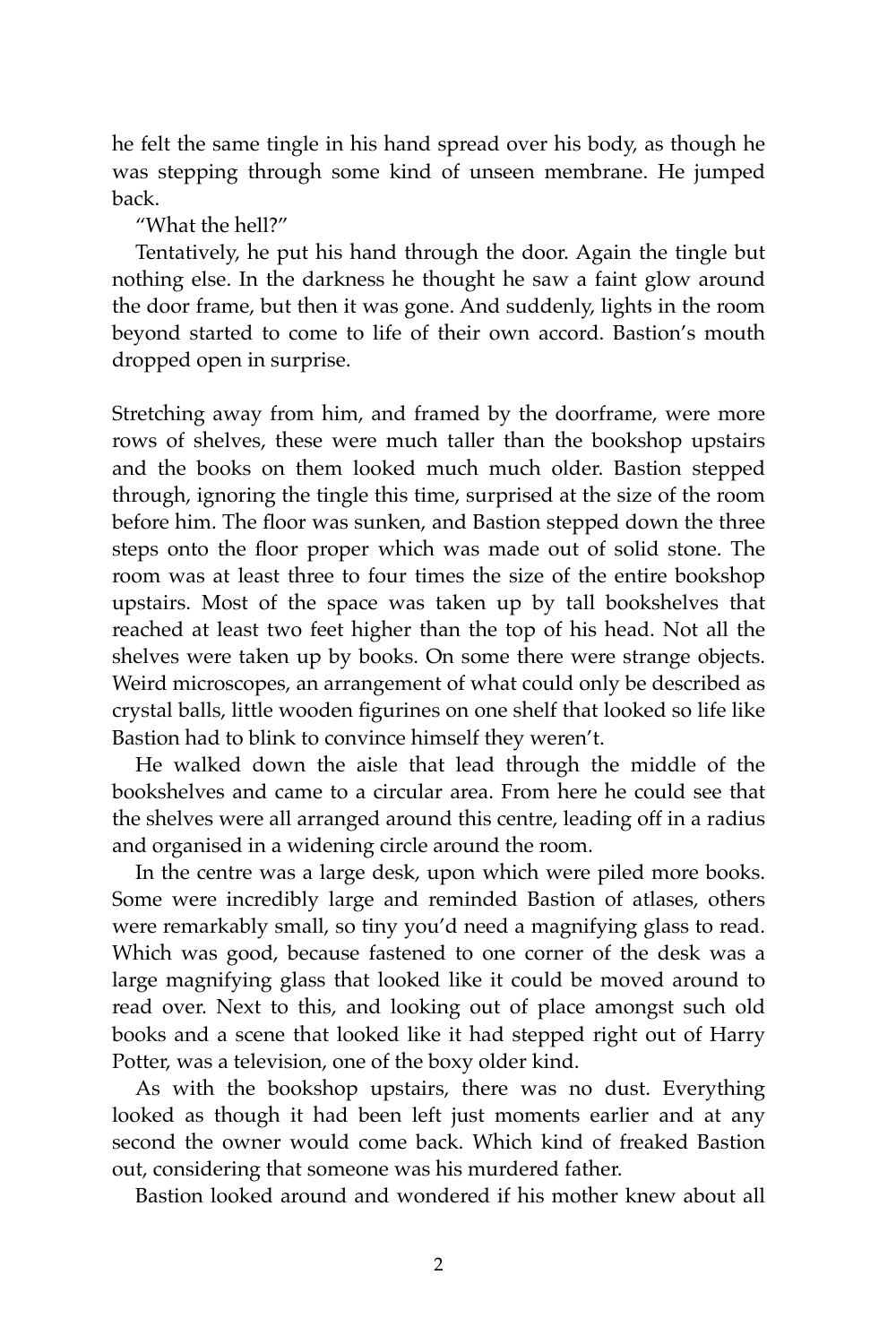he felt the same tingle in his hand spread over his body, as though he was stepping through some kind of unseen membrane. He jumped back.

"What the hell?"

Tentatively, he put his hand through the door. Again the tingle but nothing else. In the darkness he thought he saw a faint glow around the door frame, but then it was gone. And suddenly, lights in the room beyond started to come to life of their own accord. Bastion's mouth dropped open in surprise.

Stretching away from him, and framed by the doorframe, were more rows of shelves, these were much taller than the bookshop upstairs and the books on them looked much much older. Bastion stepped through, ignoring the tingle this time, surprised at the size of the room before him. The floor was sunken, and Bastion stepped down the three steps onto the floor proper which was made out of solid stone. The room was at least three to four times the size of the entire bookshop upstairs. Most of the space was taken up by tall bookshelves that reached at least two feet higher than the top of his head. Not all the shelves were taken up by books. On some there were strange objects. Weird microscopes, an arrangement of what could only be described as crystal balls, little wooden figurines on one shelf that looked so life like Bastion had to blink to convince himself they weren't.

He walked down the aisle that lead through the middle of the bookshelves and came to a circular area. From here he could see that the shelves were all arranged around this centre, leading off in a radius and organised in a widening circle around the room.

In the centre was a large desk, upon which were piled more books. Some were incredibly large and reminded Bastion of atlases, others were remarkably small, so tiny you'd need a magnifying glass to read. Which was good, because fastened to one corner of the desk was a large magnifying glass that looked like it could be moved around to read over. Next to this, and looking out of place amongst such old books and a scene that looked like it had stepped right out of Harry Potter, was a television, one of the boxy older kind.

As with the bookshop upstairs, there was no dust. Everything looked as though it had been left just moments earlier and at any second the owner would come back. Which kind of freaked Bastion out, considering that someone was his murdered father.

Bastion looked around and wondered if his mother knew about all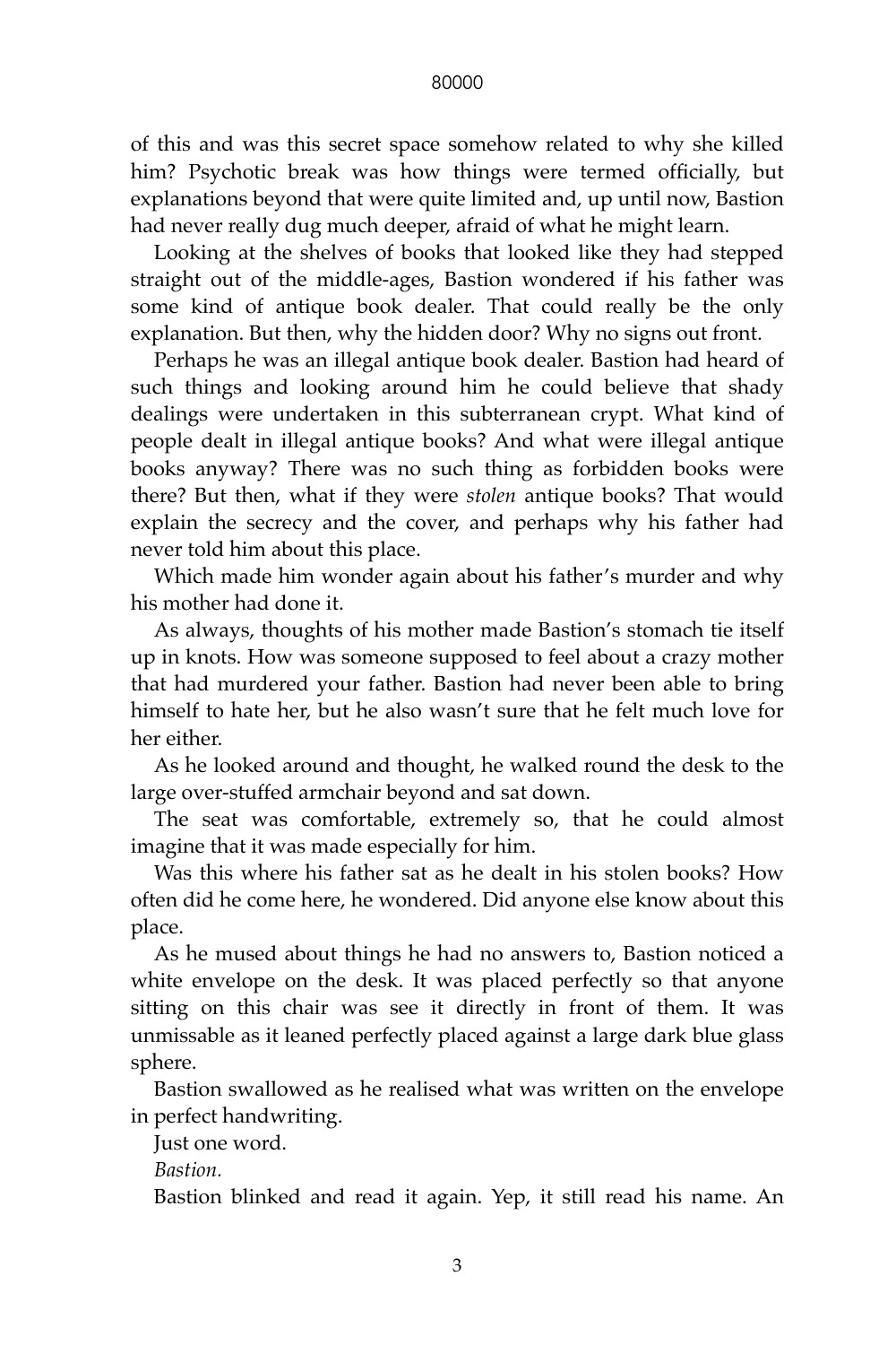of this and was this secret space somehow related to why she killed him? Psychotic break was how things were termed officially, but explanations beyond that were quite limited and, up until now, Bastion had never really dug much deeper, afraid of what he might learn.

Looking at the shelves of books that looked like they had stepped straight out of the middle-ages, Bastion wondered if his father was some kind of antique book dealer. That could really be the only explanation. But then, why the hidden door? Why no signs out front.

Perhaps he was an illegal antique book dealer. Bastion had heard of such things and looking around him he could believe that shady dealings were undertaken in this subterranean crypt. What kind of people dealt in illegal antique books? And what were illegal antique books anyway? There was no such thing as forbidden books were there? But then, what if they were *stolen* antique books? That would explain the secrecy and the cover, and perhaps why his father had never told him about this place.

Which made him wonder again about his father's murder and why his mother had done it.

As always, thoughts of his mother made Bastion's stomach tie itself up in knots. How was someone supposed to feel about a crazy mother that had murdered your father. Bastion had never been able to bring himself to hate her, but he also wasn't sure that he felt much love for her either.

As he looked around and thought, he walked round the desk to the large over-stuffed armchair beyond and sat down.

The seat was comfortable, extremely so, that he could almost imagine that it was made especially for him.

Was this where his father sat as he dealt in his stolen books? How often did he come here, he wondered. Did anyone else know about this place.

As he mused about things he had no answers to, Bastion noticed a white envelope on the desk. It was placed perfectly so that anyone sitting on this chair was see it directly in front of them. It was unmissable as it leaned perfectly placed against a large dark blue glass sphere.

Bastion swallowed as he realised what was written on the envelope in perfect handwriting.

Just one word.

*Bastion.*

Bastion blinked and read it again. Yep, it still read his name. An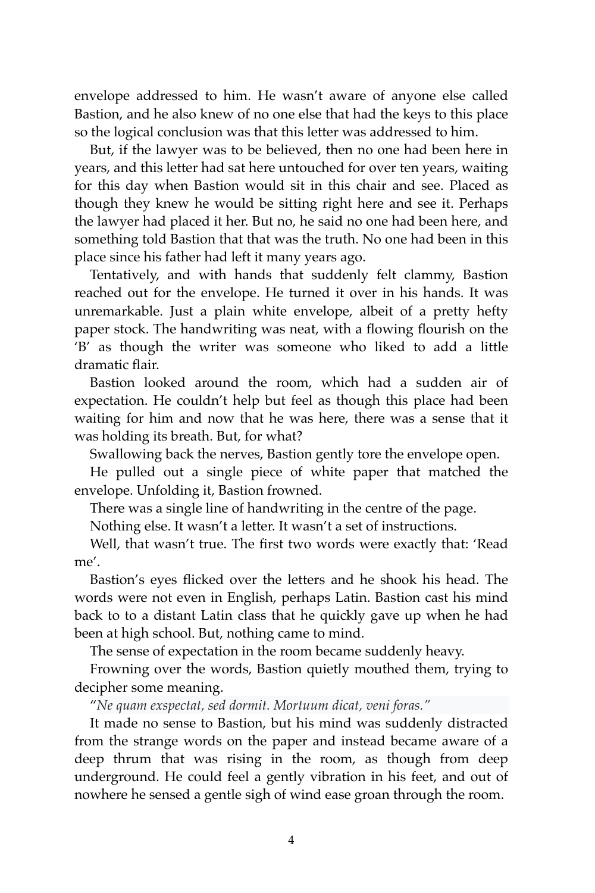envelope addressed to him. He wasn't aware of anyone else called Bastion, and he also knew of no one else that had the keys to this place so the logical conclusion was that this letter was addressed to him.

But, if the lawyer was to be believed, then no one had been here in years, and this letter had sat here untouched for over ten years, waiting for this day when Bastion would sit in this chair and see. Placed as though they knew he would be sitting right here and see it. Perhaps the lawyer had placed it her. But no, he said no one had been here, and something told Bastion that that was the truth. No one had been in this place since his father had left it many years ago.

Tentatively, and with hands that suddenly felt clammy, Bastion reached out for the envelope. He turned it over in his hands. It was unremarkable. Just a plain white envelope, albeit of a pretty hefty paper stock. The handwriting was neat, with a flowing flourish on the 'B' as though the writer was someone who liked to add a little dramatic flair.

Bastion looked around the room, which had a sudden air of expectation. He couldn't help but feel as though this place had been waiting for him and now that he was here, there was a sense that it was holding its breath. But, for what?

Swallowing back the nerves, Bastion gently tore the envelope open.

He pulled out a single piece of white paper that matched the envelope. Unfolding it, Bastion frowned.

There was a single line of handwriting in the centre of the page.

Nothing else. It wasn't a letter. It wasn't a set of instructions.

Well, that wasn't true. The first two words were exactly that: 'Read me'.

Bastion's eyes flicked over the letters and he shook his head. The words were not even in English, perhaps Latin. Bastion cast his mind back to to a distant Latin class that he quickly gave up when he had been at high school. But, nothing came to mind.

The sense of expectation in the room became suddenly heavy.

Frowning over the words, Bastion quietly mouthed them, trying to decipher some meaning.

"*Ne quam exspectat, sed dormit. Mortuum dicat, veni foras.*"

It made no sense to Bastion, but his mind was suddenly distracted from the strange words on the paper and instead became aware of a deep thrum that was rising in the room, as though from deep underground. He could feel a gently vibration in his feet, and out of nowhere he sensed a gentle sigh of wind ease groan through the room.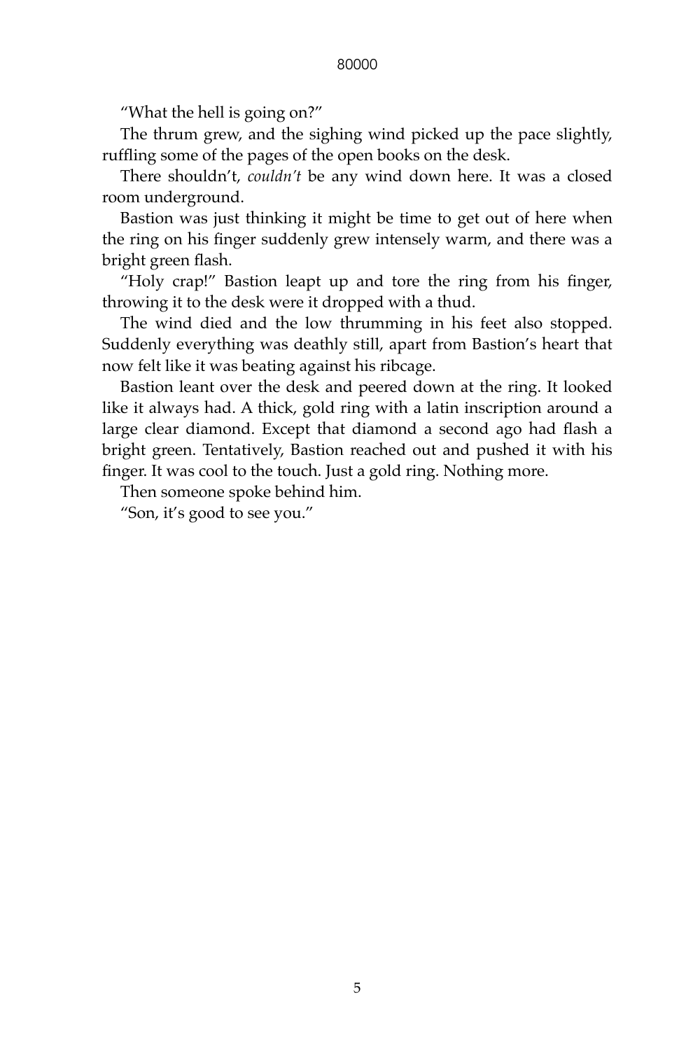"What the hell is going on?"

The thrum grew, and the sighing wind picked up the pace slightly, ruffling some of the pages of the open books on the desk.

There shouldn't, *couldn't* be any wind down here. It was a closed room underground.

Bastion was just thinking it might be time to get out of here when the ring on his finger suddenly grew intensely warm, and there was a bright green flash.

"Holy crap!" Bastion leapt up and tore the ring from his finger, throwing it to the desk were it dropped with a thud.

The wind died and the low thrumming in his feet also stopped. Suddenly everything was deathly still, apart from Bastion's heart that now felt like it was beating against his ribcage.

Bastion leant over the desk and peered down at the ring. It looked like it always had. A thick, gold ring with a latin inscription around a large clear diamond. Except that diamond a second ago had flash a bright green. Tentatively, Bastion reached out and pushed it with his finger. It was cool to the touch. Just a gold ring. Nothing more.

Then someone spoke behind him.

"Son, it's good to see you."